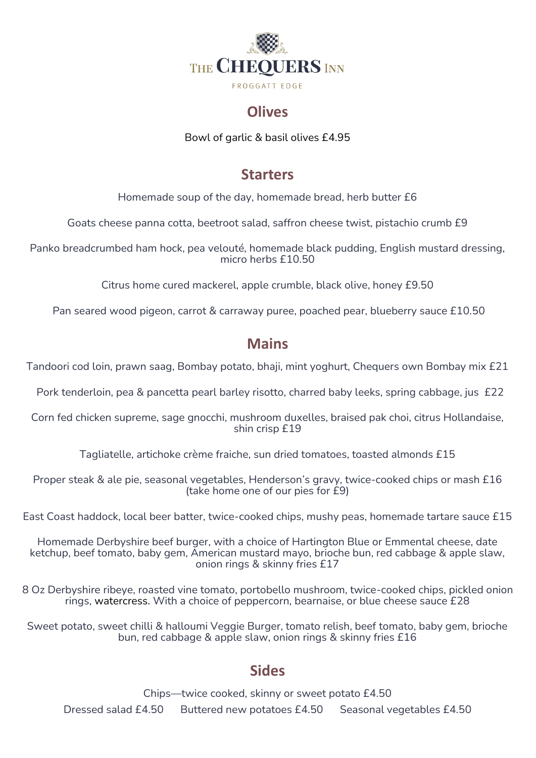# THE CHEQUERS INN

FROGGATT EDGE

## Olives

Bowl of garlic & basil olives £4.95

## Starters

Homemade soup of the day, homemade bread, herb butter £6

Goats cheese panna cotta, beetroot salad, saffron cheese twist, pistachio crumb £9

Panko breadcrumbed ham hock, pea velouté, homemade black pudding, English mustard dressing, micro herbs £10.50

Citrus home cured mackerel, apple crumble, black olive, honey £9.50

Pan seared wood pigeon, carrot & carraway puree, poached pear, blueberry sauce £10.50

## Mains

Tandoori cod loin, prawn saag, Bombay potato, bhaji, mint yoghurt, Chequers own Bombay mix £21

Pork tenderloin, pea & pancetta pearl barley risotto, charred baby leeks, spring cabbage, jus £22

Corn fed chicken supreme, sage gnocchi, mushroom duxelles, braised pak choi, citrus Hollandaise, shin crisp £19

Tagliatelle, artichoke crème fraiche, sun dried tomatoes, toasted almonds £15

Proper steak & ale pie, seasonal vegetables, Henderson's gravy, twice-cooked chips or mash £16
(take home one of our pies for £9)

East Coast haddock, local beer batter, twice-cooked chips, mushy peas, homemade tartare sauce £15

Homemade Derbyshire beef burger, with a choice of Hartington Blue or Emmental cheese, date ketchup, beef tomato, baby gem, American mustard mayo, brioche bun, red cabbage & apple slaw, onion rings & skinny fries £17

8 Oz Derbyshire ribeye, roasted vine tomato, portobello mushroom, twice-cooked chips, pickled onion rings, watercress. With a choice of peppercorn, bearnaise, or blue cheese sauce £28

Sweet potato, sweet chilli & halloumi Veggie Burger, tomato relish, beef tomato, baby gem, brioche bun, red cabbage & apple slaw, onion rings & skinny fries £16

## Sides

Chips—twice cooked, skinny or sweet potato £4.50

Dressed salad £4.50 Buttered new potatoes £4.50 Seasonal vegetables £4.50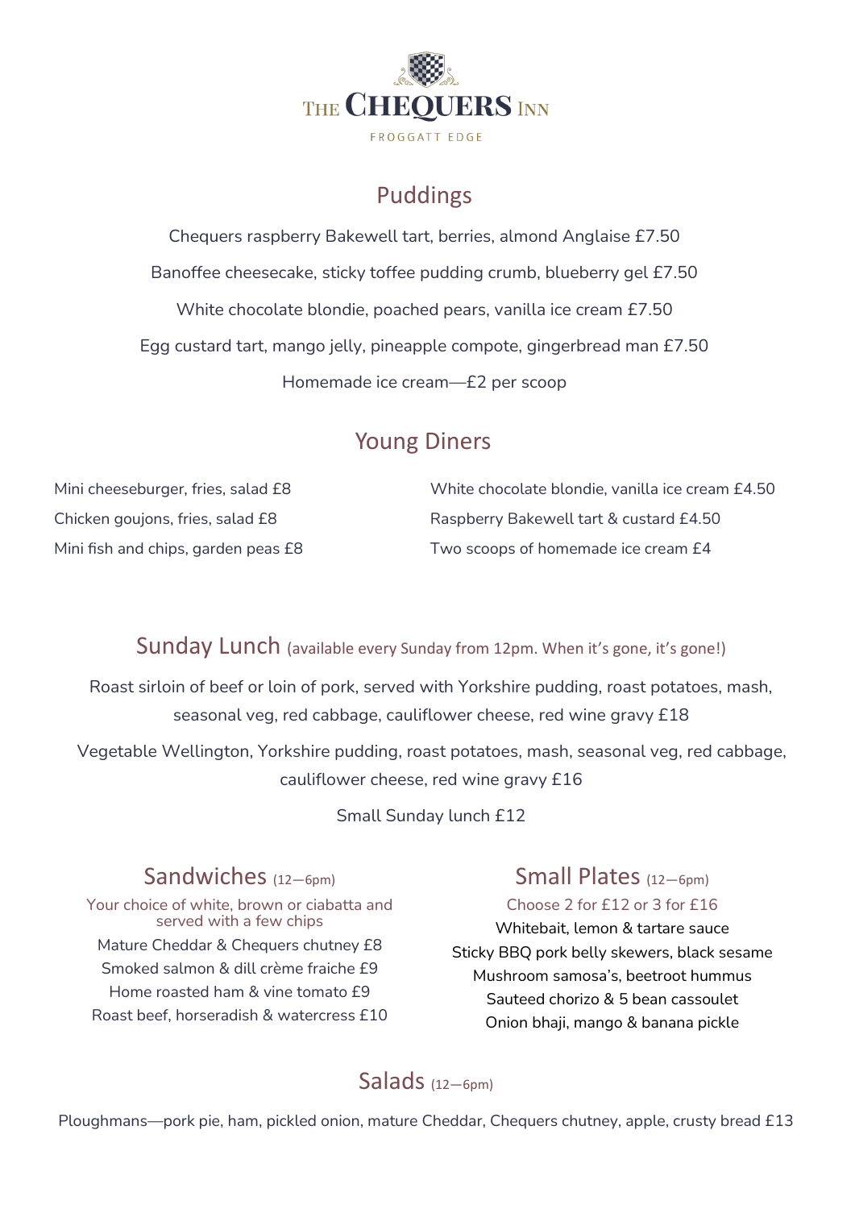THE CHEQUERS INN

FROGGATT EDGE

## Puddings

Chequers raspberry Bakewell tart, berries, almond Anglaise £7.50

Banoffee cheesecake, sticky toffee pudding crumb, blueberry gel £7.50

White chocolate blondie, poached pears, vanilla ice cream £7.50

Egg custard tart, mango jelly, pineapple compote, gingerbread man £7.50

Homemade ice cream—£2 per scoop

## Young Diners

Mini cheeseburger, fries, salad £8

Chicken goujons, fries, salad £8

Mini fish and chips, garden peas £8

White chocolate blondie, vanilla ice cream £4.50

Raspberry Bakewell tart & custard £4.50

Two scoops of homemade ice cream £4

## Sunday Lunch (available every Sunday from 12pm. When it's gone, it's gone!)

Roast sirloin of beef or loin of pork, served with Yorkshire pudding, roast potatoes, mash, seasonal veg, red cabbage, cauliflower cheese, red wine gravy £18

Vegetable Wellington, Yorkshire pudding, roast potatoes, mash, seasonal veg, red cabbage, cauliflower cheese, red wine gravy £16

Small Sunday lunch £12

## Sandwiches (12—6pm)

Your choice of white, brown or ciabatta and served with a few chips

Mature Cheddar & Chequers chutney £8

Smoked salmon & dill crème fraiche £9

Home roasted ham & vine tomato £9

Roast beef, horseradish & watercress £10

## Small Plates (12—6pm)

Choose 2 for £12 or 3 for £16

Whitebait, lemon & tartare sauce

Sticky BBQ pork belly skewers, black sesame

Mushroom samosa's, beetroot hummus

Sauteed chorizo & 5 bean cassoulet

Onion bhaji, mango & banana pickle

## Salads (12—6pm)

Ploughmans—pork pie, ham, pickled onion, mature Cheddar, Chequers chutney, apple, crusty bread £13